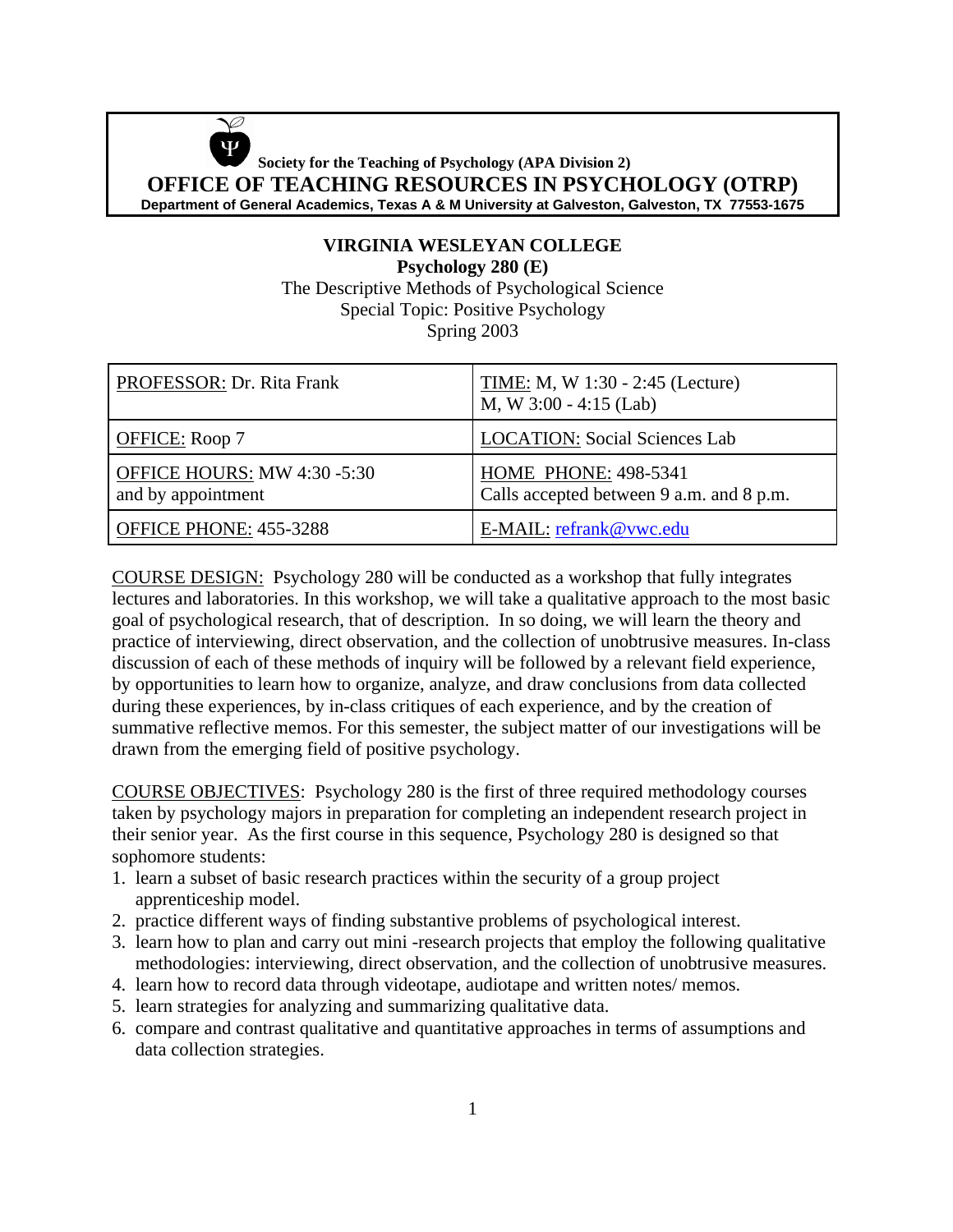**Society for the Teaching of Psychology (APA Division 2)**

# OFFICE OF TEACHING RESOURCES IN PSYCHOLOGY (OTRP)

**Department of General Academics, Texas A & M University at Galveston, Galveston, TX 77553-1675**

**VIRGINIA WESLEYAN COLLEGE**

**Psychology 280 (E)**

The Descriptive Methods of Psychological Science

Special Topic: Positive Psychology

Spring 2003

| PROFESSOR: Dr. Rita Frank | TIME: M, W 1:30 - 2:45 (Lecture)<br>M, W 3:00 - 4:15 (Lab) |
|---|---|
| OFFICE: Roop 7 | LOCATION: Social Sciences Lab |
| OFFICE HOURS: MW 4:30 -5:30<br>and by appointment | HOME PHONE: 498-5341<br>Calls accepted between 9 a.m. and 8 p.m. |
| OFFICE PHONE: 455-3288 | E-MAIL: refrank@vwc.edu |

COURSE DESIGN: Psychology 280 will be conducted as a workshop that fully integrates lectures and laboratories. In this workshop, we will take a qualitative approach to the most basic goal of psychological research, that of description. In so doing, we will learn the theory and practice of interviewing, direct observation, and the collection of unobtrusive measures. In-class discussion of each of these methods of inquiry will be followed by a relevant field experience, by opportunities to learn how to organize, analyze, and draw conclusions from data collected during these experiences, by in-class critiques of each experience, and by the creation of summative reflective memos. For this semester, the subject matter of our investigations will be drawn from the emerging field of positive psychology.

COURSE OBJECTIVES: Psychology 280 is the first of three required methodology courses taken by psychology majors in preparation for completing an independent research project in their senior year. As the first course in this sequence, Psychology 280 is designed so that sophomore students:

1. learn a subset of basic research practices within the security of a group project apprenticeship model.
2. practice different ways of finding substantive problems of psychological interest.
3. learn how to plan and carry out mini -research projects that employ the following qualitative methodologies: interviewing, direct observation, and the collection of unobtrusive measures.
4. learn how to record data through videotape, audiotape and written notes/ memos.
5. learn strategies for analyzing and summarizing qualitative data.
6. compare and contrast qualitative and quantitative approaches in terms of assumptions and data collection strategies.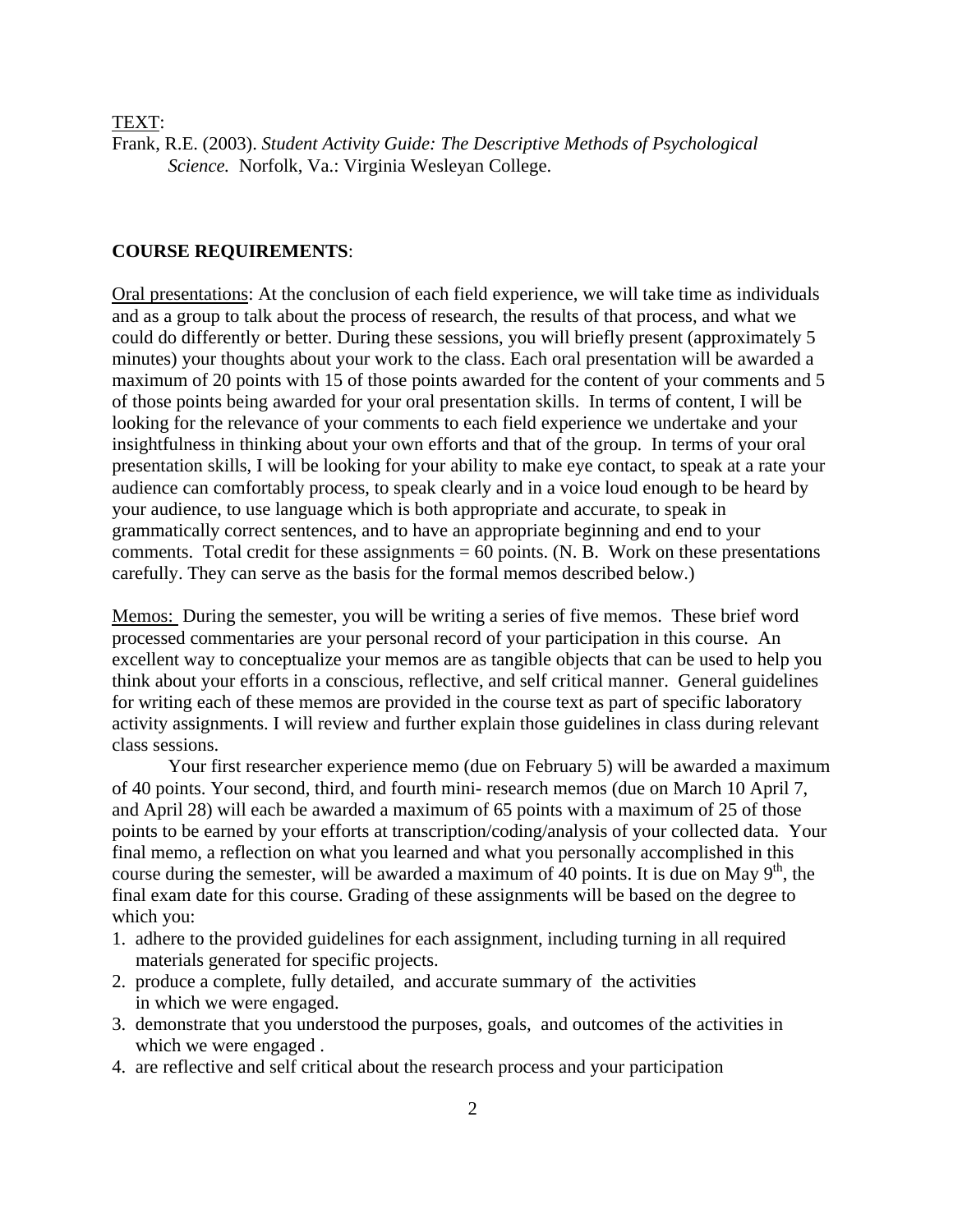TEXT:

Frank, R.E. (2003). *Student Activity Guide: The Descriptive Methods of Psychological Science.* Norfolk, Va.: Virginia Wesleyan College.

**COURSE REQUIREMENTS**:

Oral presentations: At the conclusion of each field experience, we will take time as individuals and as a group to talk about the process of research, the results of that process, and what we could do differently or better. During these sessions, you will briefly present (approximately 5 minutes) your thoughts about your work to the class. Each oral presentation will be awarded a maximum of 20 points with 15 of those points awarded for the content of your comments and 5 of those points being awarded for your oral presentation skills. In terms of content, I will be looking for the relevance of your comments to each field experience we undertake and your insightfulness in thinking about your own efforts and that of the group. In terms of your oral presentation skills, I will be looking for your ability to make eye contact, to speak at a rate your audience can comfortably process, to speak clearly and in a voice loud enough to be heard by your audience, to use language which is both appropriate and accurate, to speak in grammatically correct sentences, and to have an appropriate beginning and end to your comments. Total credit for these assignments = 60 points. (N. B. Work on these presentations carefully. They can serve as the basis for the formal memos described below.)

Memos: During the semester, you will be writing a series of five memos. These brief word processed commentaries are your personal record of your participation in this course. An excellent way to conceptualize your memos are as tangible objects that can be used to help you think about your efforts in a conscious, reflective, and self critical manner. General guidelines for writing each of these memos are provided in the course text as part of specific laboratory activity assignments. I will review and further explain those guidelines in class during relevant class sessions.

Your first researcher experience memo (due on February 5) will be awarded a maximum of 40 points. Your second, third, and fourth mini- research memos (due on March 10 April 7, and April 28) will each be awarded a maximum of 65 points with a maximum of 25 of those points to be earned by your efforts at transcription/coding/analysis of your collected data. Your final memo, a reflection on what you learned and what you personally accomplished in this course during the semester, will be awarded a maximum of 40 points. It is due on May 9th, the final exam date for this course. Grading of these assignments will be based on the degree to which you:

1. adhere to the provided guidelines for each assignment, including turning in all required materials generated for specific projects.
2. produce a complete, fully detailed, and accurate summary of the activities in which we were engaged.
3. demonstrate that you understood the purposes, goals, and outcomes of the activities in which we were engaged .
4. are reflective and self critical about the research process and your participation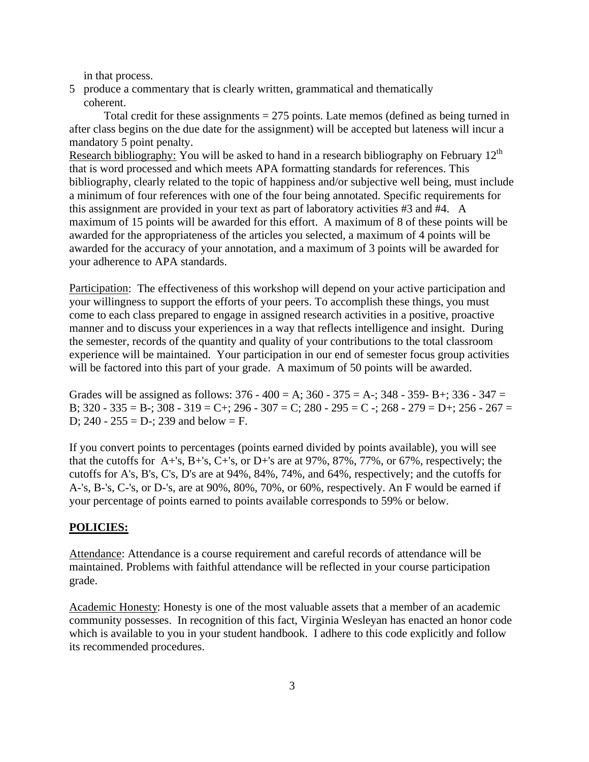in that process.

5 produce a commentary that is clearly written, grammatical and thematically coherent.

Total credit for these assignments = 275 points. Late memos (defined as being turned in after class begins on the due date for the assignment) will be accepted but lateness will incur a mandatory 5 point penalty.

Research bibliography: You will be asked to hand in a research bibliography on February 12th that is word processed and which meets APA formatting standards for references. This bibliography, clearly related to the topic of happiness and/or subjective well being, must include a minimum of four references with one of the four being annotated. Specific requirements for this assignment are provided in your text as part of laboratory activities #3 and #4. A maximum of 15 points will be awarded for this effort. A maximum of 8 of these points will be awarded for the appropriateness of the articles you selected, a maximum of 4 points will be awarded for the accuracy of your annotation, and a maximum of 3 points will be awarded for your adherence to APA standards.

Participation: The effectiveness of this workshop will depend on your active participation and your willingness to support the efforts of your peers. To accomplish these things, you must come to each class prepared to engage in assigned research activities in a positive, proactive manner and to discuss your experiences in a way that reflects intelligence and insight. During the semester, records of the quantity and quality of your contributions to the total classroom experience will be maintained. Your participation in our end of semester focus group activities will be factored into this part of your grade. A maximum of 50 points will be awarded.

Grades will be assigned as follows: 376 - 400 = A; 360 - 375 = A-; 348 - 359- B+; 336 - 347 = B; 320 - 335 = B-; 308 - 319 = C+; 296 - 307 = C; 280 - 295 = C -; 268 - 279 = D+; 256 - 267 = D; 240 - 255 = D-; 239 and below = F.

If you convert points to percentages (points earned divided by points available), you will see that the cutoffs for A+'s, B+'s, C+'s, or D+'s are at 97%, 87%, 77%, or 67%, respectively; the cutoffs for A's, B's, C's, D's are at 94%, 84%, 74%, and 64%, respectively; and the cutoffs for A-'s, B-'s, C-'s, or D-'s, are at 90%, 80%, 70%, or 60%, respectively. An F would be earned if your percentage of points earned to points available corresponds to 59% or below.

## **POLICIES:**

Attendance: Attendance is a course requirement and careful records of attendance will be maintained. Problems with faithful attendance will be reflected in your course participation grade.

Academic Honesty: Honesty is one of the most valuable assets that a member of an academic community possesses. In recognition of this fact, Virginia Wesleyan has enacted an honor code which is available to you in your student handbook. I adhere to this code explicitly and follow its recommended procedures.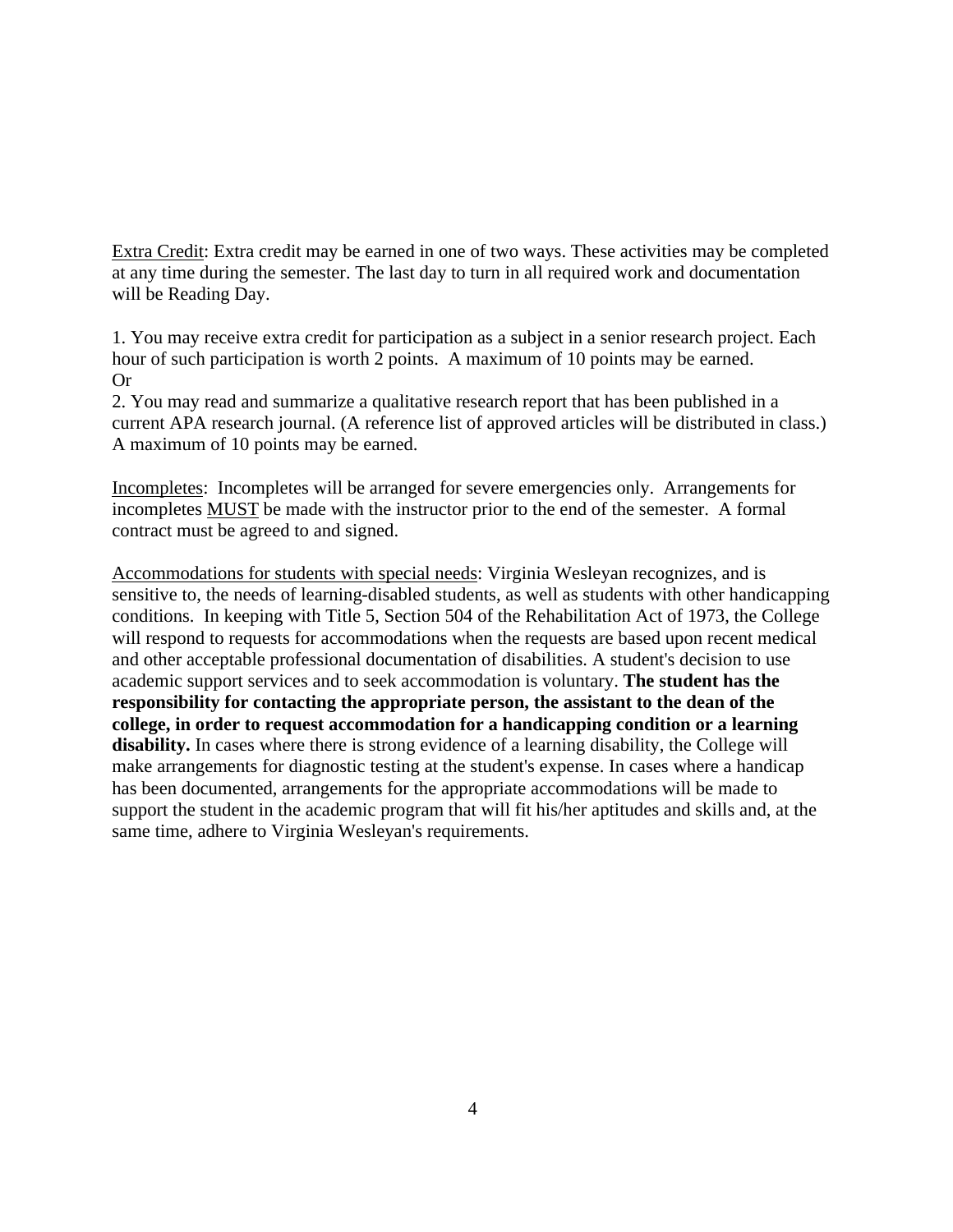<u>Extra Credit</u>: Extra credit may be earned in one of two ways. These activities may be completed at any time during the semester. The last day to turn in all required work and documentation will be Reading Day.

1. You may receive extra credit for participation as a subject in a senior research project. Each hour of such participation is worth 2 points. A maximum of 10 points may be earned.
Or
2. You may read and summarize a qualitative research report that has been published in a current APA research journal. (A reference list of approved articles will be distributed in class.) A maximum of 10 points may be earned.

<u>Incompletes</u>: Incompletes will be arranged for severe emergencies only. Arrangements for incompletes <u>MUST</u> be made with the instructor prior to the end of the semester. A formal contract must be agreed to and signed.

<u>Accommodations for students with special needs</u>: Virginia Wesleyan recognizes, and is sensitive to, the needs of learning-disabled students, as well as students with other handicapping conditions. In keeping with Title 5, Section 504 of the Rehabilitation Act of 1973, the College will respond to requests for accommodations when the requests are based upon recent medical and other acceptable professional documentation of disabilities. A student's decision to use academic support services and to seek accommodation is voluntary. **The student has the responsibility for contacting the appropriate person, the assistant to the dean of the college, in order to request accommodation for a handicapping condition or a learning disability.** In cases where there is strong evidence of a learning disability, the College will make arrangements for diagnostic testing at the student's expense. In cases where a handicap has been documented, arrangements for the appropriate accommodations will be made to support the student in the academic program that will fit his/her aptitudes and skills and, at the same time, adhere to Virginia Wesleyan's requirements.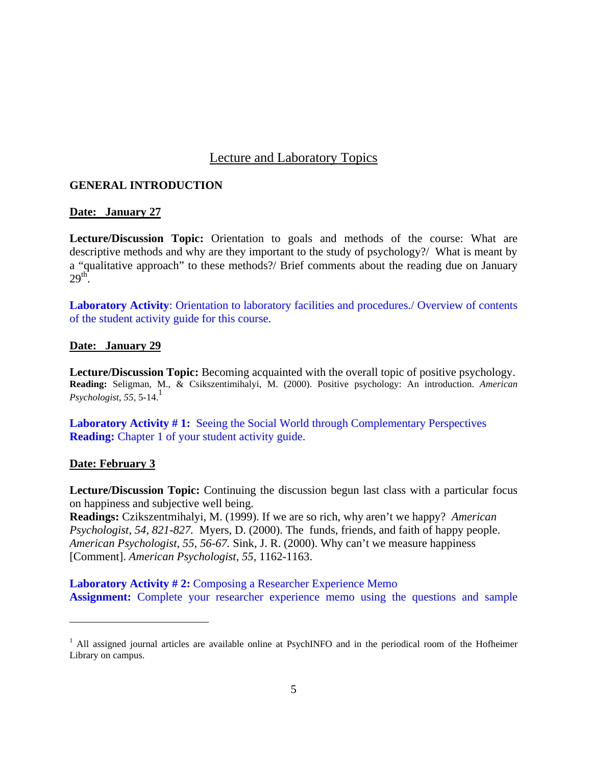## Lecture and Laboratory Topics

### GENERAL INTRODUCTION

**Date: January 27**

**Lecture/Discussion Topic:** Orientation to goals and methods of the course: What are descriptive methods and why are they important to the study of psychology?/ What is meant by a "qualitative approach" to these methods?/ Brief comments about the reading due on January 29th.

**Laboratory Activity**: Orientation to laboratory facilities and procedures./ Overview of contents of the student activity guide for this course.

**Date: January 29**

**Lecture/Discussion Topic:** Becoming acquainted with the overall topic of positive psychology.
**Reading:** Seligman, M., & Csikszentimihalyi, M. (2000). Positive psychology: An introduction. *American Psychologist*, *55*, 5-14.[1]

**Laboratory Activity # 1:** Seeing the Social World through Complementary Perspectives
**Reading:** Chapter 1 of your student activity guide.

**Date: February 3**

**Lecture/Discussion Topic:** Continuing the discussion begun last class with a particular focus on happiness and subjective well being.
**Readings:** Czikszentmihalyi, M. (1999). If we are so rich, why aren't we happy? *American Psychologist*, *54, 821-827.* Myers, D. (2000). The funds, friends, and faith of happy people. *American Psychologist, 55, 56-67.* Sink, J. R. (2000). Why can't we measure happiness [Comment]. *American Psychologist*, *55*, 1162-1163.

**Laboratory Activity # 2:** Composing a Researcher Experience Memo
**Assignment:** Complete your researcher experience memo using the questions and sample

---

[1] All assigned journal articles are available online at PsychINFO and in the periodical room of the Hofheimer Library on campus.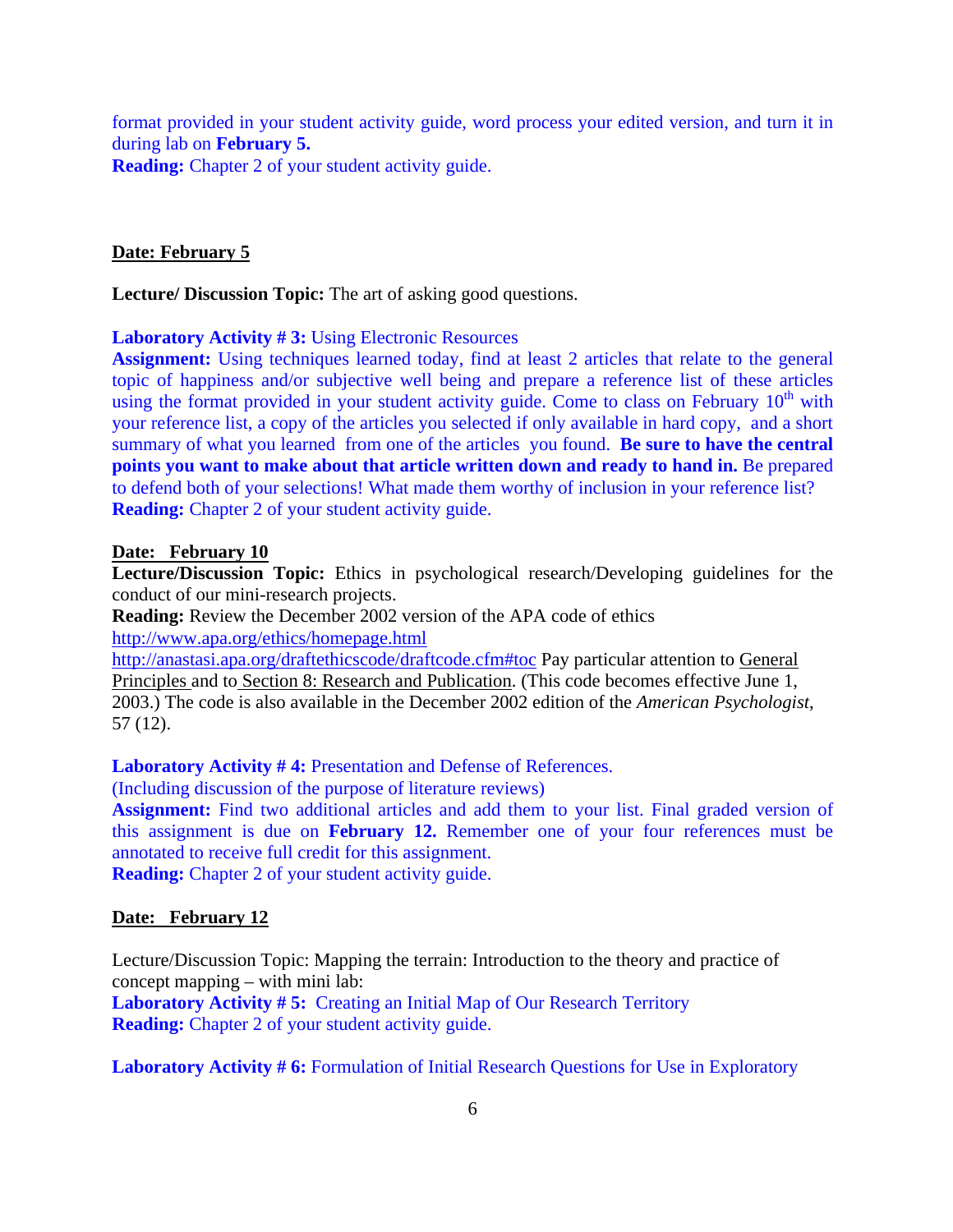format provided in your student activity guide, word process your edited version, and turn it in during lab on **February 5.**
**Reading:** Chapter 2 of your student activity guide.

**Date: February 5**

**Lecture/ Discussion Topic:** The art of asking good questions.

**Laboratory Activity # 3:** Using Electronic Resources
**Assignment:** Using techniques learned today, find at least 2 articles that relate to the general topic of happiness and/or subjective well being and prepare a reference list of these articles using the format provided in your student activity guide. Come to class on February 10th with your reference list, a copy of the articles you selected if only available in hard copy, and a short summary of what you learned from one of the articles you found. **Be sure to have the central points you want to make about that article written down and ready to hand in.** Be prepared to defend both of your selections! What made them worthy of inclusion in your reference list?
**Reading:** Chapter 2 of your student activity guide.

**Date: February 10**
**Lecture/Discussion Topic:** Ethics in psychological research/Developing guidelines for the conduct of our mini-research projects.
**Reading:** Review the December 2002 version of the APA code of ethics
http://www.apa.org/ethics/homepage.html
http://anastasi.apa.org/draftethicscode/draftcode.cfm#toc Pay particular attention to General Principles and to Section 8: Research and Publication. (This code becomes effective June 1, 2003.) The code is also available in the December 2002 edition of the *American Psychologist*, 57 (12).

**Laboratory Activity # 4:** Presentation and Defense of References.
(Including discussion of the purpose of literature reviews)
**Assignment:** Find two additional articles and add them to your list. Final graded version of this assignment is due on **February 12.** Remember one of your four references must be annotated to receive full credit for this assignment.
**Reading:** Chapter 2 of your student activity guide.

**Date: February 12**

Lecture/Discussion Topic: Mapping the terrain: Introduction to the theory and practice of concept mapping – with mini lab:
**Laboratory Activity # 5:** Creating an Initial Map of Our Research Territory
**Reading:** Chapter 2 of your student activity guide.

**Laboratory Activity # 6:** Formulation of Initial Research Questions for Use in Exploratory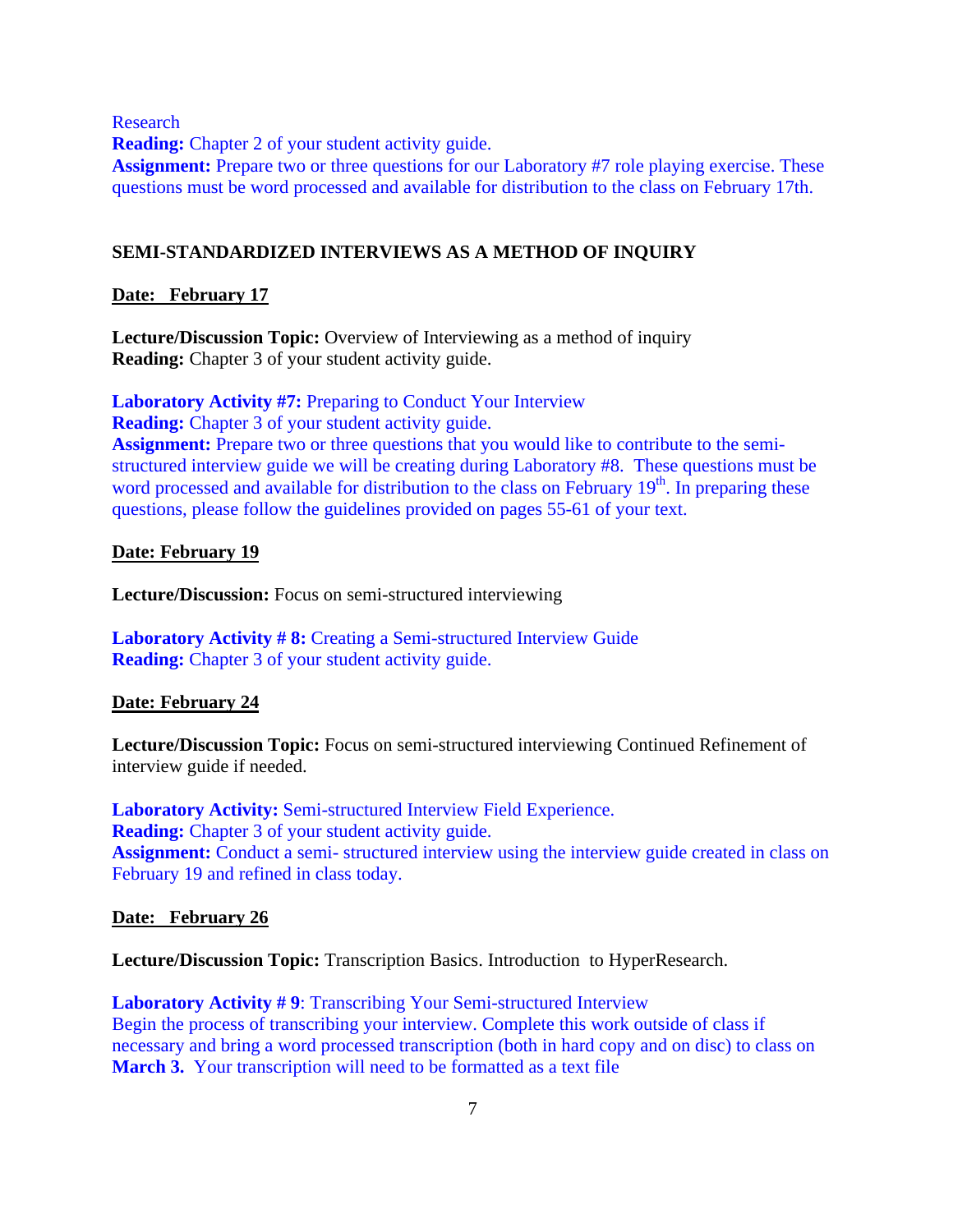Research
**Reading:** Chapter 2 of your student activity guide.
**Assignment:** Prepare two or three questions for our Laboratory #7 role playing exercise. These questions must be word processed and available for distribution to the class on February 17th.

## SEMI-STANDARDIZED INTERVIEWS AS A METHOD OF INQUIRY

**Date: February 17**

**Lecture/Discussion Topic:** Overview of Interviewing as a method of inquiry
**Reading:** Chapter 3 of your student activity guide.

**Laboratory Activity #7:** Preparing to Conduct Your Interview
**Reading:** Chapter 3 of your student activity guide.
**Assignment:** Prepare two or three questions that you would like to contribute to the semi-structured interview guide we will be creating during Laboratory #8. These questions must be word processed and available for distribution to the class on February 19th. In preparing these questions, please follow the guidelines provided on pages 55-61 of your text.

**Date: February 19**

**Lecture/Discussion:** Focus on semi-structured interviewing

**Laboratory Activity # 8:** Creating a Semi-structured Interview Guide
**Reading:** Chapter 3 of your student activity guide.

**Date: February 24**

**Lecture/Discussion Topic:** Focus on semi-structured interviewing Continued Refinement of interview guide if needed.

**Laboratory Activity:** Semi-structured Interview Field Experience.
**Reading:** Chapter 3 of your student activity guide.
**Assignment:** Conduct a semi- structured interview using the interview guide created in class on February 19 and refined in class today.

**Date: February 26**

**Lecture/Discussion Topic:** Transcription Basics. Introduction to HyperResearch.

**Laboratory Activity # 9**: Transcribing Your Semi-structured Interview
Begin the process of transcribing your interview. Complete this work outside of class if necessary and bring a word processed transcription (both in hard copy and on disc) to class on **March 3.** Your transcription will need to be formatted as a text file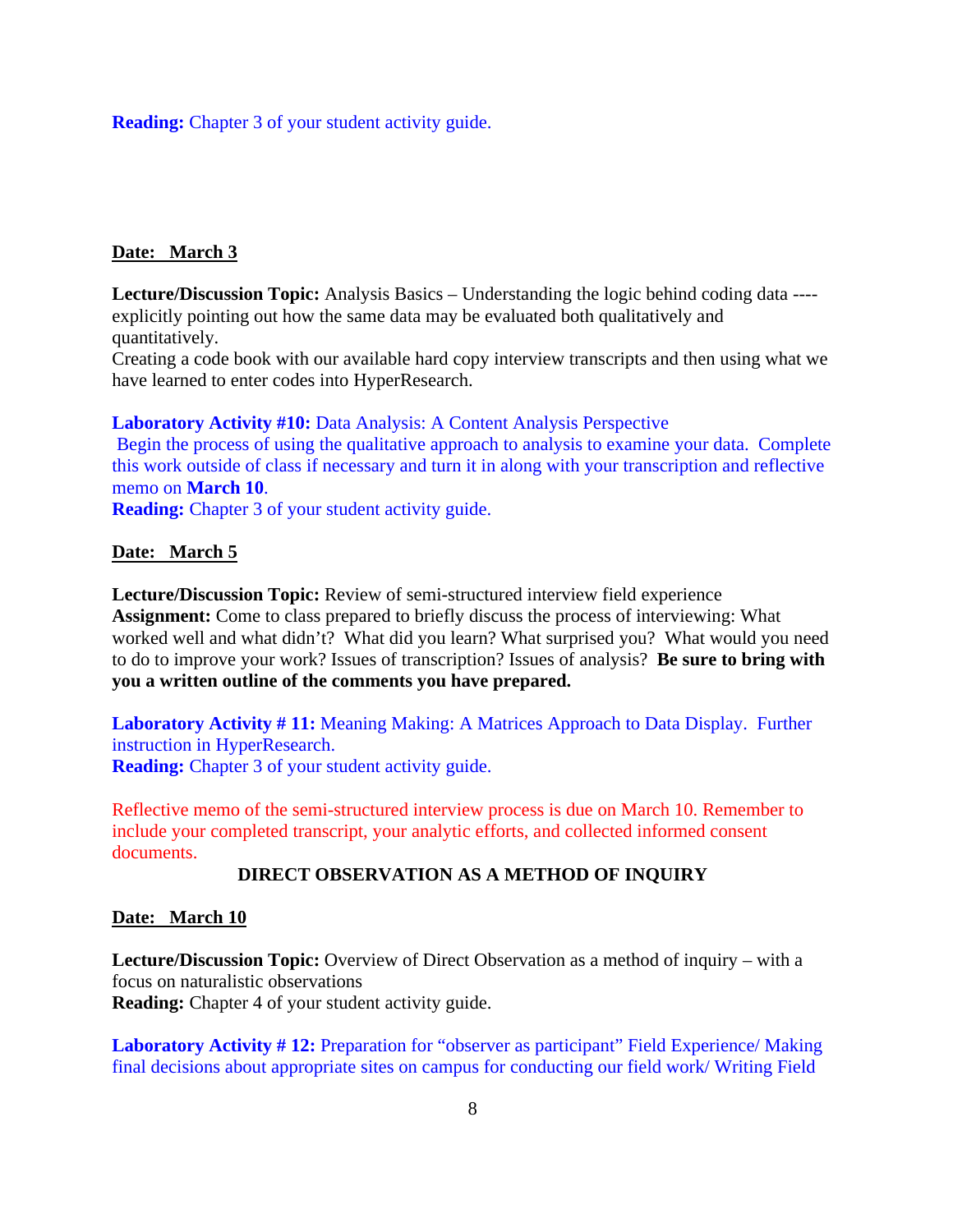**Reading:** Chapter 3 of your student activity guide.

**Date: March 3**

**Lecture/Discussion Topic:** Analysis Basics – Understanding the logic behind coding data ---- explicitly pointing out how the same data may be evaluated both qualitatively and quantitatively.
Creating a code book with our available hard copy interview transcripts and then using what we have learned to enter codes into HyperResearch.

**Laboratory Activity #10:** Data Analysis: A Content Analysis Perspective
Begin the process of using the qualitative approach to analysis to examine your data. Complete this work outside of class if necessary and turn it in along with your transcription and reflective memo on **March 10**.
**Reading:** Chapter 3 of your student activity guide.

**Date: March 5**

**Lecture/Discussion Topic:** Review of semi-structured interview field experience
**Assignment:** Come to class prepared to briefly discuss the process of interviewing: What worked well and what didn't? What did you learn? What surprised you? What would you need to do to improve your work? Issues of transcription? Issues of analysis? **Be sure to bring with you a written outline of the comments you have prepared.**

**Laboratory Activity # 11:** Meaning Making: A Matrices Approach to Data Display. Further instruction in HyperResearch.
**Reading:** Chapter 3 of your student activity guide.

Reflective memo of the semi-structured interview process is due on March 10. Remember to include your completed transcript, your analytic efforts, and collected informed consent documents.

## DIRECT OBSERVATION AS A METHOD OF INQUIRY

**Date: March 10**

**Lecture/Discussion Topic:** Overview of Direct Observation as a method of inquiry – with a focus on naturalistic observations
**Reading:** Chapter 4 of your student activity guide.

**Laboratory Activity # 12:** Preparation for "observer as participant" Field Experience/ Making final decisions about appropriate sites on campus for conducting our field work/ Writing Field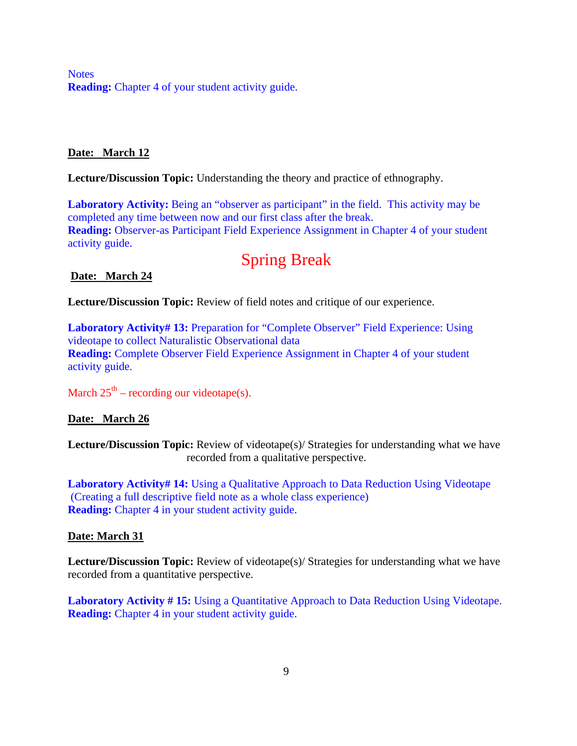Notes
**Reading:** Chapter 4 of your student activity guide.

**Date: March 12**

**Lecture/Discussion Topic:** Understanding the theory and practice of ethnography.

**Laboratory Activity:** Being an "observer as participant" in the field. This activity may be completed any time between now and our first class after the break.
**Reading:** Observer-as Participant Field Experience Assignment in Chapter 4 of your student activity guide.

## Spring Break

**Date: March 24**

**Lecture/Discussion Topic:** Review of field notes and critique of our experience.

**Laboratory Activity# 13:** Preparation for "Complete Observer" Field Experience: Using videotape to collect Naturalistic Observational data
**Reading:** Complete Observer Field Experience Assignment in Chapter 4 of your student activity guide.

March 25th – recording our videotape(s).

**Date: March 26**

**Lecture/Discussion Topic:** Review of videotape(s)/ Strategies for understanding what we have recorded from a qualitative perspective.

**Laboratory Activity# 14:** Using a Qualitative Approach to Data Reduction Using Videotape (Creating a full descriptive field note as a whole class experience)
**Reading:** Chapter 4 in your student activity guide.

**Date: March 31**

**Lecture/Discussion Topic:** Review of videotape(s)/ Strategies for understanding what we have recorded from a quantitative perspective.

**Laboratory Activity # 15:** Using a Quantitative Approach to Data Reduction Using Videotape.
**Reading:** Chapter 4 in your student activity guide.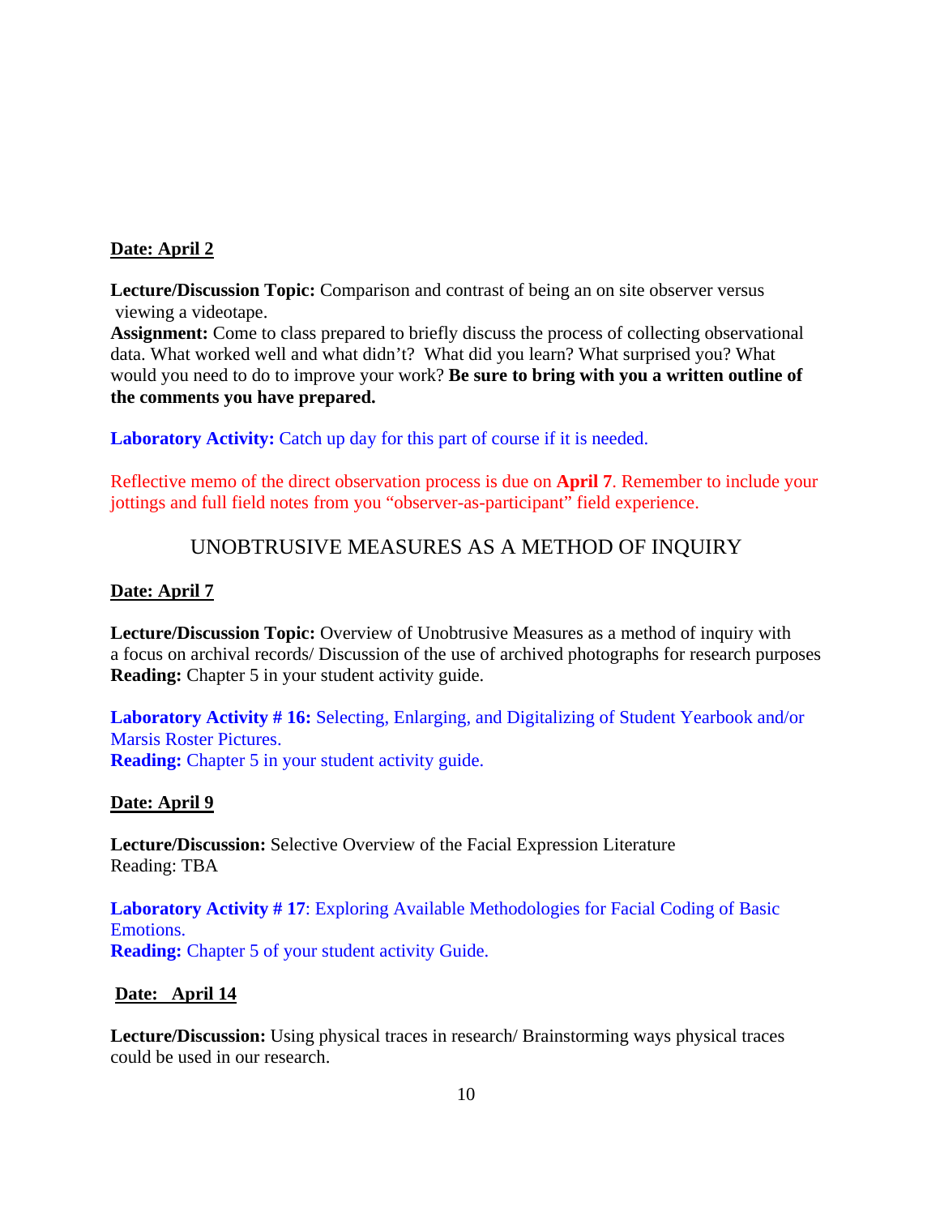**Date: April 2**

**Lecture/Discussion Topic:** Comparison and contrast of being an on site observer versus viewing a videotape.
**Assignment:** Come to class prepared to briefly discuss the process of collecting observational data. What worked well and what didn't? What did you learn? What surprised you? What would you need to do to improve your work? **Be sure to bring with you a written outline of the comments you have prepared.**

**Laboratory Activity:** Catch up day for this part of course if it is needed.

Reflective memo of the direct observation process is due on **April 7**. Remember to include your jottings and full field notes from you "observer-as-participant" field experience.

## UNOBTRUSIVE MEASURES AS A METHOD OF INQUIRY

**Date: April 7**

**Lecture/Discussion Topic:** Overview of Unobtrusive Measures as a method of inquiry with a focus on archival records/ Discussion of the use of archived photographs for research purposes
**Reading:** Chapter 5 in your student activity guide.

**Laboratory Activity # 16:** Selecting, Enlarging, and Digitalizing of Student Yearbook and/or Marsis Roster Pictures.
**Reading:** Chapter 5 in your student activity guide.

**Date: April 9**

**Lecture/Discussion:** Selective Overview of the Facial Expression Literature
Reading: TBA

**Laboratory Activity # 17**: Exploring Available Methodologies for Facial Coding of Basic Emotions.
**Reading:** Chapter 5 of your student activity Guide.

**Date: April 14**

**Lecture/Discussion:** Using physical traces in research/ Brainstorming ways physical traces could be used in our research.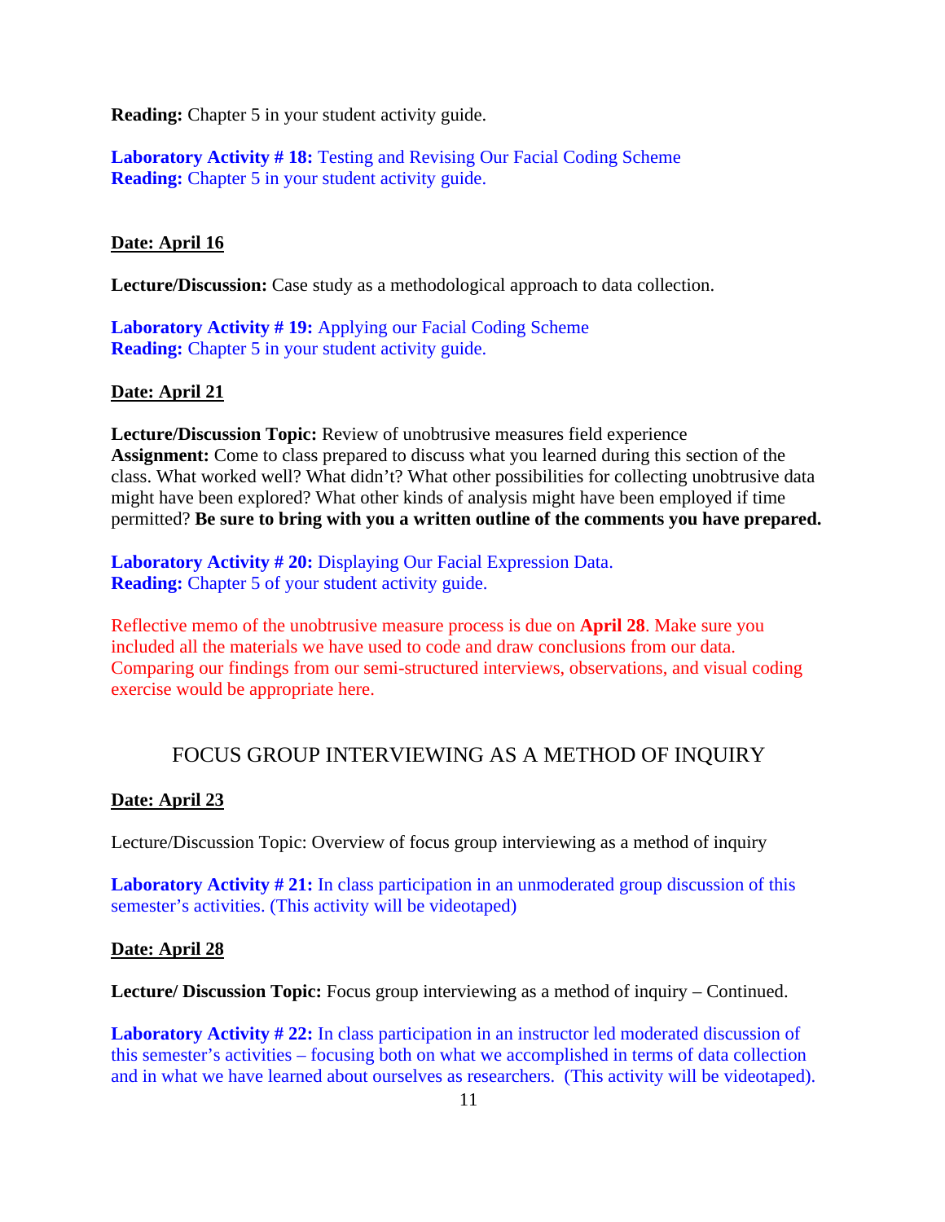**Reading:** Chapter 5 in your student activity guide.

**Laboratory Activity # 18:** Testing and Revising Our Facial Coding Scheme
**Reading:** Chapter 5 in your student activity guide.

**Date: April 16**

**Lecture/Discussion:** Case study as a methodological approach to data collection.

**Laboratory Activity # 19:** Applying our Facial Coding Scheme
**Reading:** Chapter 5 in your student activity guide.

**Date: April 21**

**Lecture/Discussion Topic:** Review of unobtrusive measures field experience
**Assignment:** Come to class prepared to discuss what you learned during this section of the class. What worked well? What didn't? What other possibilities for collecting unobtrusive data might have been explored? What other kinds of analysis might have been employed if time permitted? **Be sure to bring with you a written outline of the comments you have prepared.**

**Laboratory Activity # 20:** Displaying Our Facial Expression Data.
**Reading:** Chapter 5 of your student activity guide.

Reflective memo of the unobtrusive measure process is due on **April 28**. Make sure you included all the materials we have used to code and draw conclusions from our data. Comparing our findings from our semi-structured interviews, observations, and visual coding exercise would be appropriate here.

## FOCUS GROUP INTERVIEWING AS A METHOD OF INQUIRY

**Date: April 23**

Lecture/Discussion Topic: Overview of focus group interviewing as a method of inquiry

**Laboratory Activity # 21:** In class participation in an unmoderated group discussion of this semester's activities. (This activity will be videotaped)

**Date: April 28**

**Lecture/ Discussion Topic:** Focus group interviewing as a method of inquiry – Continued.

**Laboratory Activity # 22:** In class participation in an instructor led moderated discussion of this semester's activities – focusing both on what we accomplished in terms of data collection and in what we have learned about ourselves as researchers. (This activity will be videotaped).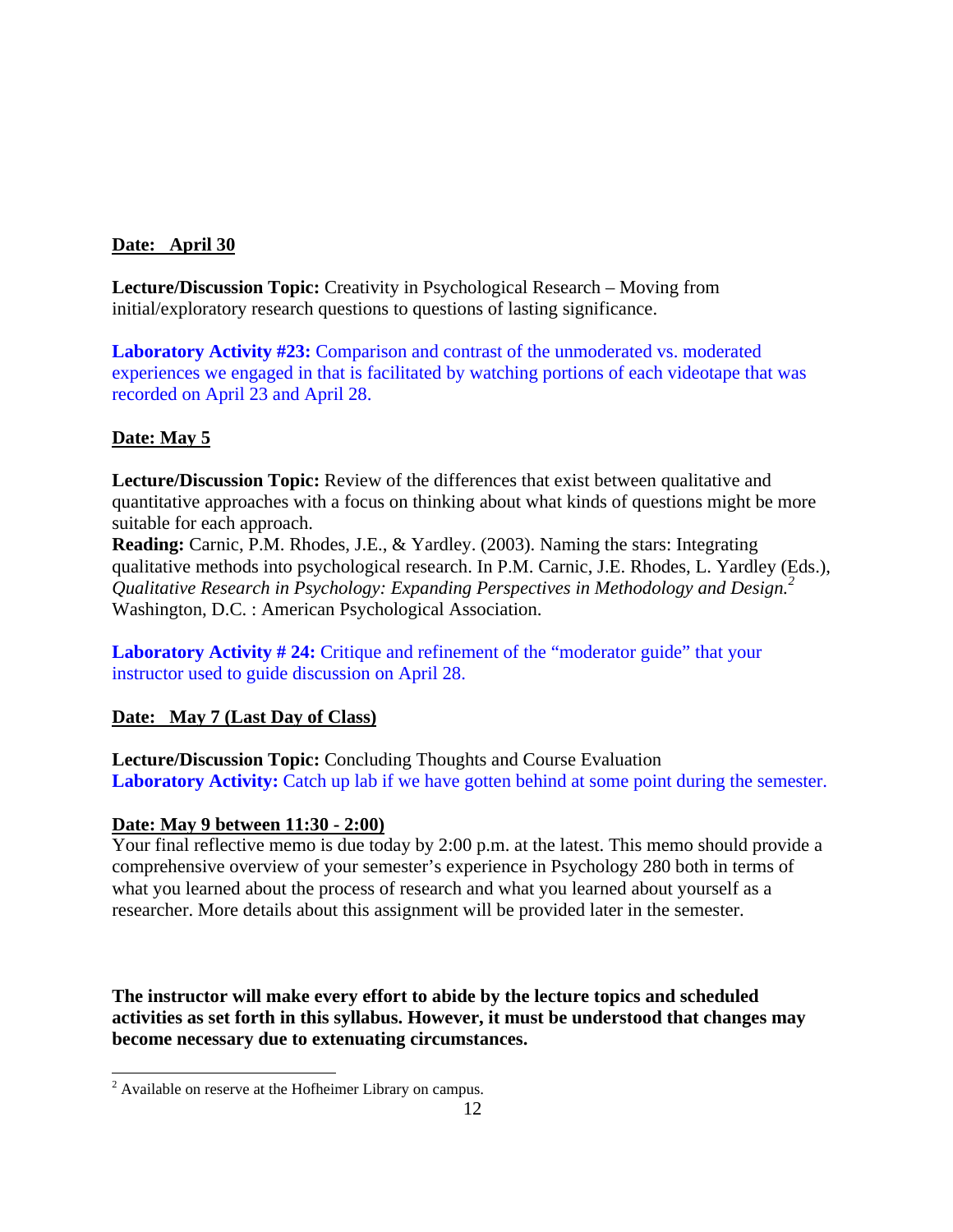**Date: April 30**

**Lecture/Discussion Topic:** Creativity in Psychological Research – Moving from initial/exploratory research questions to questions of lasting significance.

**Laboratory Activity #23:** Comparison and contrast of the unmoderated vs. moderated experiences we engaged in that is facilitated by watching portions of each videotape that was recorded on April 23 and April 28.

**Date: May 5**

**Lecture/Discussion Topic:** Review of the differences that exist between qualitative and quantitative approaches with a focus on thinking about what kinds of questions might be more suitable for each approach.
**Reading:** Carnic, P.M. Rhodes, J.E., & Yardley. (2003). Naming the stars: Integrating qualitative methods into psychological research. In P.M. Carnic, J.E. Rhodes, L. Yardley (Eds.), *Qualitative Research in Psychology: Expanding Perspectives in Methodology and Design.*[2] Washington, D.C. : American Psychological Association.

**Laboratory Activity # 24:** Critique and refinement of the "moderator guide" that your instructor used to guide discussion on April 28.

**Date: May 7 (Last Day of Class)**

**Lecture/Discussion Topic:** Concluding Thoughts and Course Evaluation
**Laboratory Activity:** Catch up lab if we have gotten behind at some point during the semester.

**Date: May 9 between 11:30 - 2:00)**
Your final reflective memo is due today by 2:00 p.m. at the latest. This memo should provide a comprehensive overview of your semester's experience in Psychology 280 both in terms of what you learned about the process of research and what you learned about yourself as a researcher. More details about this assignment will be provided later in the semester.

**The instructor will make every effort to abide by the lecture topics and scheduled activities as set forth in this syllabus. However, it must be understood that changes may become necessary due to extenuating circumstances.**

---

[2] Available on reserve at the Hofheimer Library on campus.